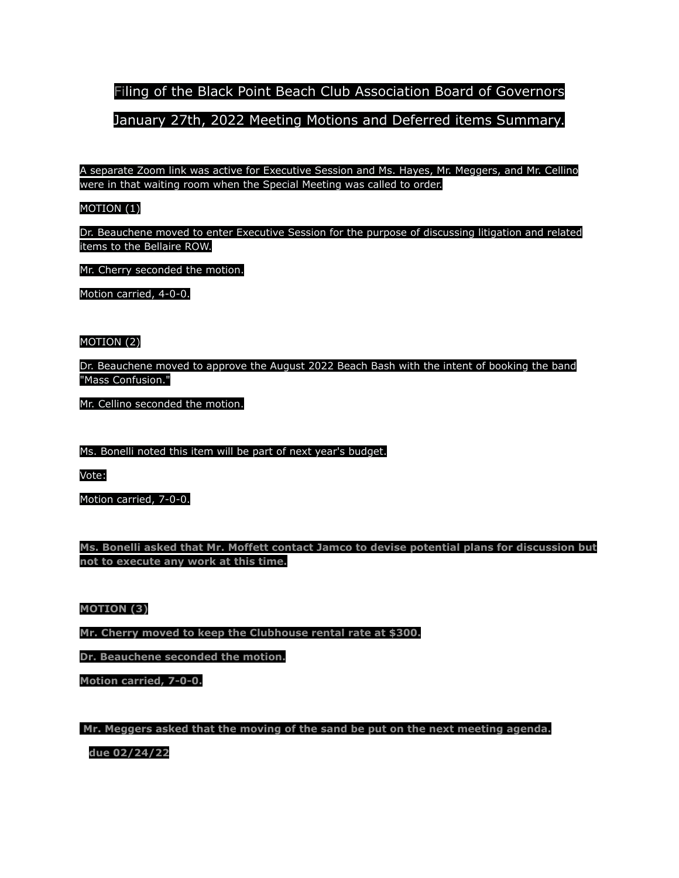# Filing of the Black Point Beach Club Association Board of Governors

# January 27th, 2022 Meeting Motions and Deferred items Summary.

A separate Zoom link was active for Executive Session and Ms. Hayes, Mr. Meggers, and Mr. Cellino were in that waiting room when the Special Meeting was called to order.

MOTION (1)

Dr. Beauchene moved to enter Executive Session for the purpose of discussing litigation and related items to the Bellaire ROW.

Mr. Cherry seconded the motion.

Motion carried, 4-0-0.

MOTION (2)

Dr. Beauchene moved to approve the August 2022 Beach Bash with the intent of booking the band "Mass Confusion."

Mr. Cellino seconded the motion.

Ms. Bonelli noted this item will be part of next year's budget.

Vote:

Motion carried, 7-0-0.

**Ms. Bonelli asked that Mr. Moffett contact Jamco to devise potential plans for discussion but not to execute any work at this time.**

**MOTION (3)**

**Mr. Cherry moved to keep the Clubhouse rental rate at $300.**

**Dr. Beauchene seconded the motion.**

**Motion carried, 7-0-0.**

**Mr. Meggers asked that the moving of the sand be put on the next meeting agenda.**

**due 02/24/22**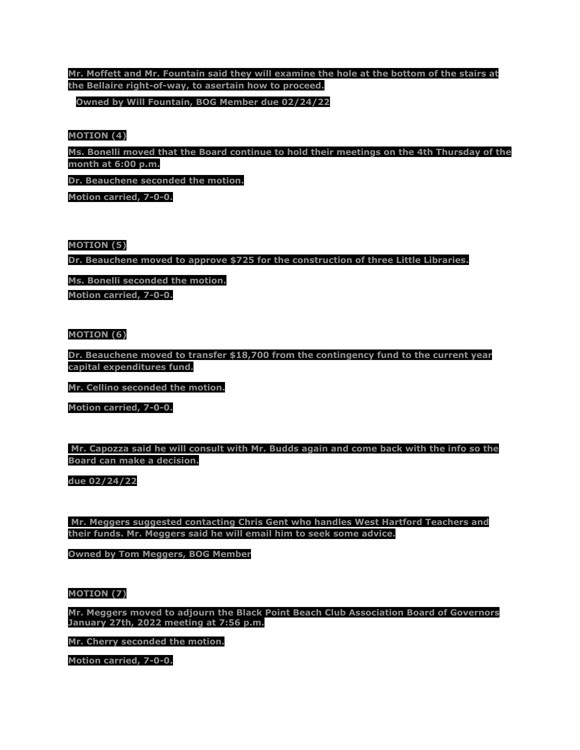**Mr. Moffett and Mr. Fountain said they will examine the hole at the bottom of the stairs at the Bellaire right-of-way, to asertain how to proceed.**

**Owned by Will Fountain, BOG Member due 02/24/22**

**MOTION (4)**

**Ms. Bonelli moved that the Board continue to hold their meetings on the 4th Thursday of the month at 6:00 p.m.**

**Dr. Beauchene seconded the motion.**

**Motion carried, 7-0-0.**

**MOTION (5)**

**Dr. Beauchene moved to approve $725 for the construction of three Little Libraries.**

**Ms. Bonelli seconded the motion.**

**Motion carried, 7-0-0.**

**MOTION (6)**

**Dr. Beauchene moved to transfer $18,700 from the contingency fund to the current year capital expenditures fund.**

**Mr. Cellino seconded the motion.**

**Motion carried, 7-0-0.**

**Mr. Capozza said he will consult with Mr. Budds again and come back with the info so the Board can make a decision.**

**due 02/24/22**

**Mr. Meggers suggested contacting Chris Gent who handles West Hartford Teachers and their funds. Mr. Meggers said he will email him to seek some advice.**

**Owned by Tom Meggers, BOG Member**

**MOTION (7)**

**Mr. Meggers moved to adjourn the Black Point Beach Club Association Board of Governors January 27th, 2022 meeting at 7:56 p.m.**

**Mr. Cherry seconded the motion.**

**Motion carried, 7-0-0.**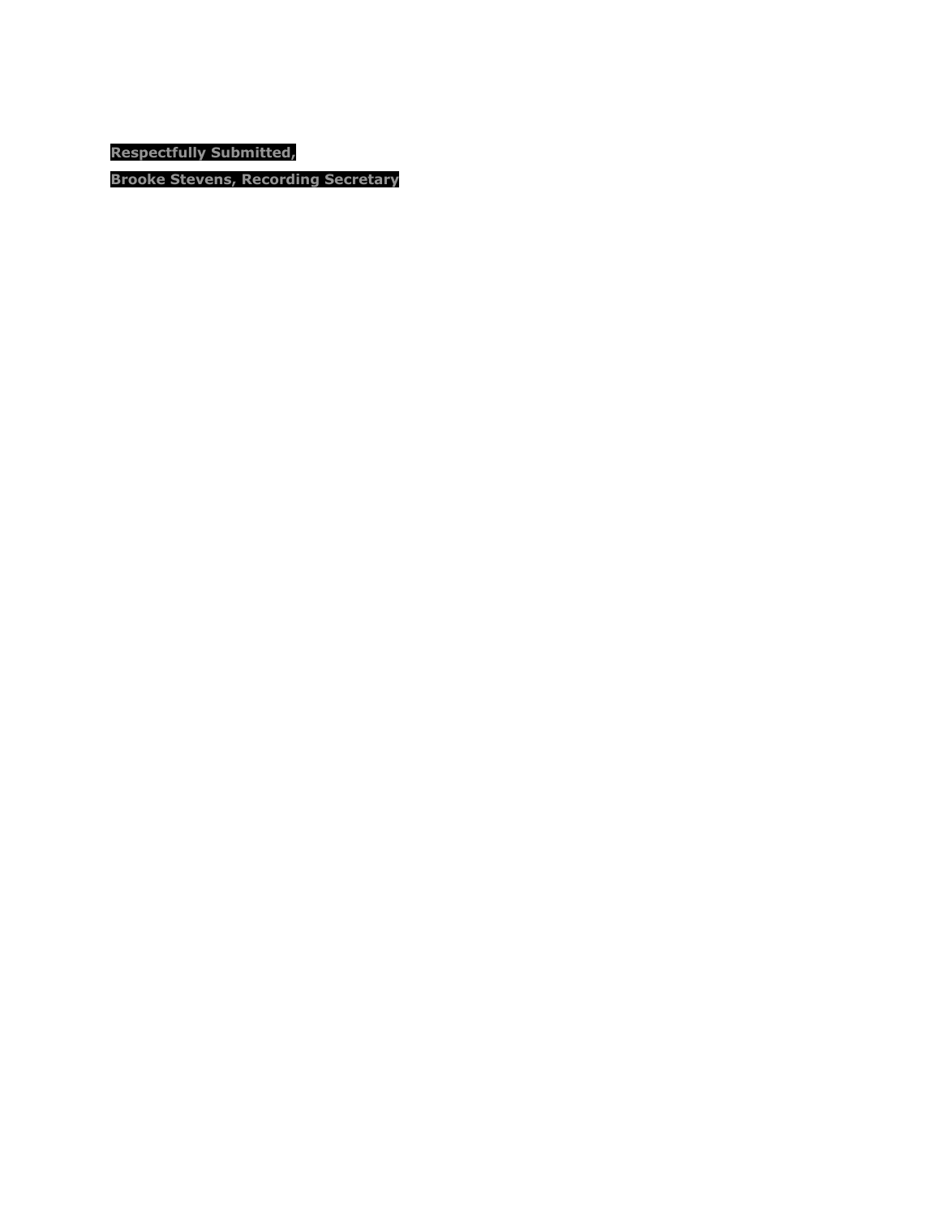**Respectfully Submitted,**

**Brooke Stevens, Recording Secretary**